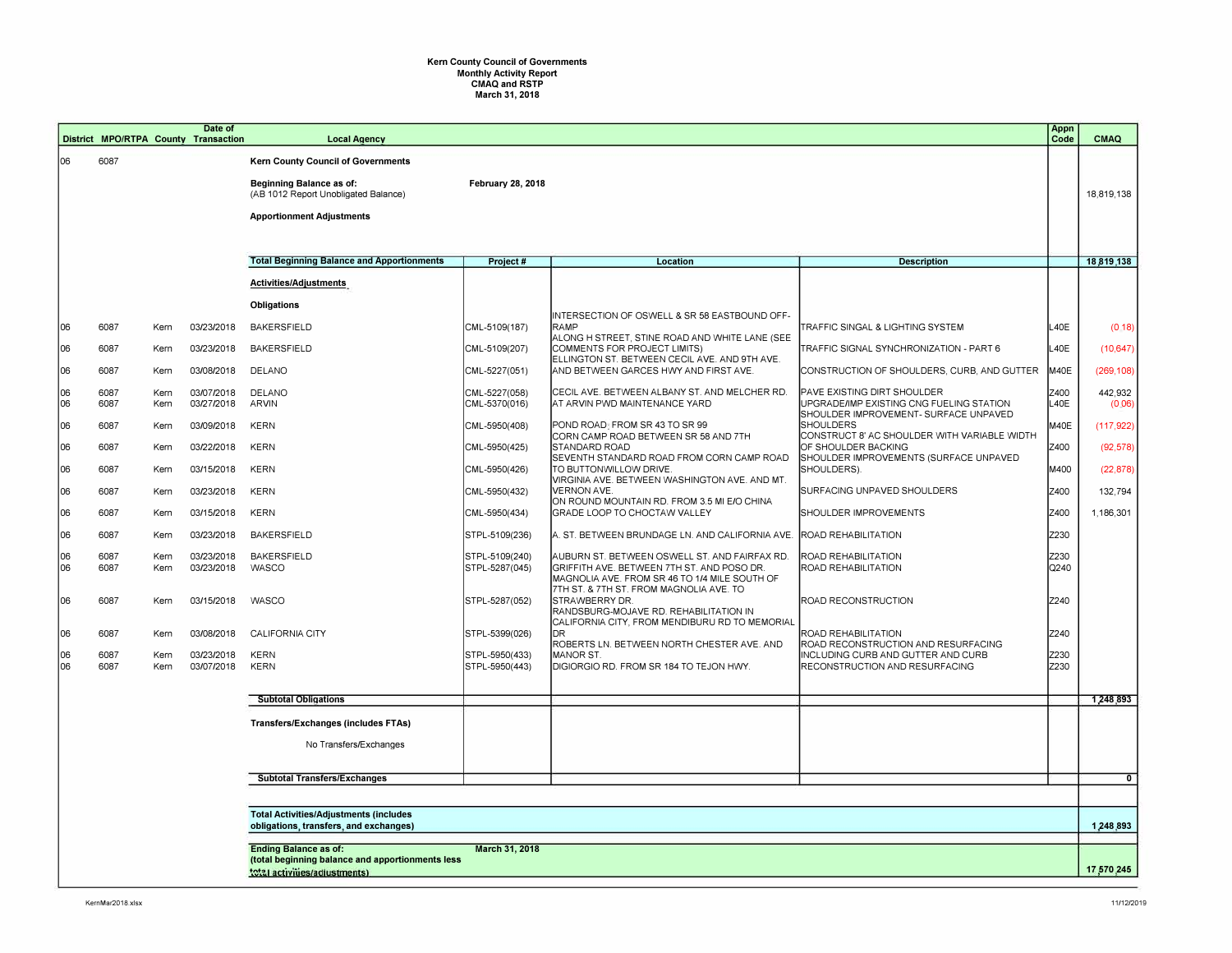**Kern County Council of Governments**
**Monthly Activity Report**
**CMAQ and RSTP**
**March 31, 2018**

| District | MPO/RTPA | County | Date of Transaction | Local Agency | Project # | Location | Description | Appn Code | CMAQ |
|---|---|---|---|---|---|---|---|---|---|
| 06 | 6087 | | | **Kern County Council of Governments** | | | | | |
| | | | | **Beginning Balance as of:** (AB 1012 Report Unobligated Balance) | **February 28, 2018** | | | | 18,819,138 |
| | | | | **Apportionment Adjustments** | | | | | |
| | | | | **Total Beginning Balance and Apportionments** | **Project #** | **Location** | **Description** | | **18,819,138** |
| | | | | **Activities/Adjustments** | | | | | |
| | | | | **Obligations** | | | | | |
| 06 | 6087 | Kern | 03/23/2018 | BAKERSFIELD | CML-5109(187) | INTERSECTION OF OSWELL & SR 58 EASTBOUND OFF-RAMP | TRAFFIC SINGAL & LIGHTING SYSTEM | L40E | (0.18) |
| 06 | 6087 | Kern | 03/23/2018 | BAKERSFIELD | CML-5109(207) | ALONG H STREET, STINE ROAD AND WHITE LANE (SEE COMMENTS FOR PROJECT LIMITS) | TRAFFIC SIGNAL SYNCHRONIZATION - PART 6 | L40E | (10,647) |
| 06 | 6087 | Kern | 03/08/2018 | DELANO | CML-5227(051) | ELLINGTON ST. BETWEEN CECIL AVE. AND 9TH AVE. AND BETWEEN GARCES HWY AND FIRST AVE. | CONSTRUCTION OF SHOULDERS, CURB, AND GUTTER | M40E | (269,108) |
| 06 | 6087 | Kern | 03/07/2018 | DELANO | CML-5227(058) | CECIL AVE. BETWEEN ALBANY ST. AND MELCHER RD. | PAVE EXISTING DIRT SHOULDER | Z400 | 442,932 |
| 06 | 6087 | Kern | 03/27/2018 | ARVIN | CML-5370(016) | AT ARVIN PWD MAINTENANCE YARD | UPGRADE/IMP EXISTING CNG FUELING STATION | L40E | (0.06) |
| 06 | 6087 | Kern | 03/09/2018 | KERN | CML-5950(408) | POND ROAD: FROM SR 43 TO SR 99 | SHOULDER IMPROVEMENT- SURFACE UNPAVED SHOULDERS | M40E | (117,922) |
| 06 | 6087 | Kern | 03/22/2018 | KERN | CML-5950(425) | CORN CAMP ROAD BETWEEN SR 58 AND 7TH STANDARD ROAD | CONSTRUCT 8' AC SHOULDER WITH VARIABLE WIDTH OF SHOULDER BACKING | Z400 | (92,578) |
| 06 | 6087 | Kern | 03/15/2018 | KERN | CML-5950(426) | SEVENTH STANDARD ROAD FROM CORN CAMP ROAD TO BUTTONWILLOW DRIVE. | SHOULDER IMPROVEMENTS (SURFACE UNPAVED SHOULDERS). | M400 | (22,878) |
| 06 | 6087 | Kern | 03/23/2018 | KERN | CML-5950(432) | VIRGINIA AVE. BETWEEN WASHINGTON AVE. AND MT. VERNON AVE. | SURFACING UNPAVED SHOULDERS | Z400 | 132,794 |
| 06 | 6087 | Kern | 03/15/2018 | KERN | CML-5950(434) | ON ROUND MOUNTAIN RD. FROM 3.5 MI E/O CHINA GRADE LOOP TO CHOCTAW VALLEY | SHOULDER IMPROVEMENTS | Z400 | 1,186,301 |
| 06 | 6087 | Kern | 03/23/2018 | BAKERSFIELD | STPL-5109(236) | A. ST. BETWEEN BRUNDAGE LN. AND CALIFORNIA AVE. | ROAD REHABILITATION | Z230 | |
| 06 | 6087 | Kern | 03/23/2018 | BAKERSFIELD | STPL-5109(240) | AUBURN ST. BETWEEN OSWELL ST. AND FAIRFAX RD. | ROAD REHABILITATION | Z230 | |
| 06 | 6087 | Kern | 03/23/2018 | WASCO | STPL-5287(045) | GRIFFITH AVE. BETWEEN 7TH ST. AND POSO DR. | ROAD REHABILITATION | Q240 | |
| 06 | 6087 | Kern | 03/15/2018 | WASCO | STPL-5287(052) | MAGNOLIA AVE. FROM SR 46 TO 1/4 MILE SOUTH OF 7TH ST. & 7TH ST. FROM MAGNOLIA AVE. TO STRAWBERRY DR. | ROAD RECONSTRUCTION | Z240 | |
| 06 | 6087 | Kern | 03/08/2018 | CALIFORNIA CITY | STPL-5399(026) | RANDSBURG-MOJAVE RD. REHABILITATION IN CALIFORNIA CITY, FROM MENDIBURU RD TO MEMORIAL DR | ROAD REHABILITATION | Z240 | |
| 06 | 6087 | Kern | 03/23/2018 | KERN | STPL-5950(433) | ROBERTS LN. BETWEEN NORTH CHESTER AVE. AND MANOR ST. | ROAD RECONSTRUCTION AND RESURFACING INCLUDING CURB AND GUTTER AND CURB | Z230 | |
| 06 | 6087 | Kern | 03/07/2018 | KERN | STPL-5950(443) | DIGIORGIO RD. FROM SR 184 TO TEJON HWY. | RECONSTRUCTION AND RESURFACING | Z230 | |
| | | | | **Subtotal Obligations** | | | | | **1,248,893** |
| | | | | **Transfers/Exchanges (includes FTAs)** | | | | | |
| | | | | No Transfers/Exchanges | | | | | |
| | | | | **Subtotal Transfers/Exchanges** | | | | | **0** |
| | | | | **Total Activities/Adjustments (includes obligations, transfers, and exchanges)** | | | | | **1,248,893** |
| | | | | **Ending Balance as of:** (total beginning balance and apportionments less total activities/adjustments) | **March 31, 2018** | | | | **17,570,245** |

KernMar2018.xlsx

11/12/2019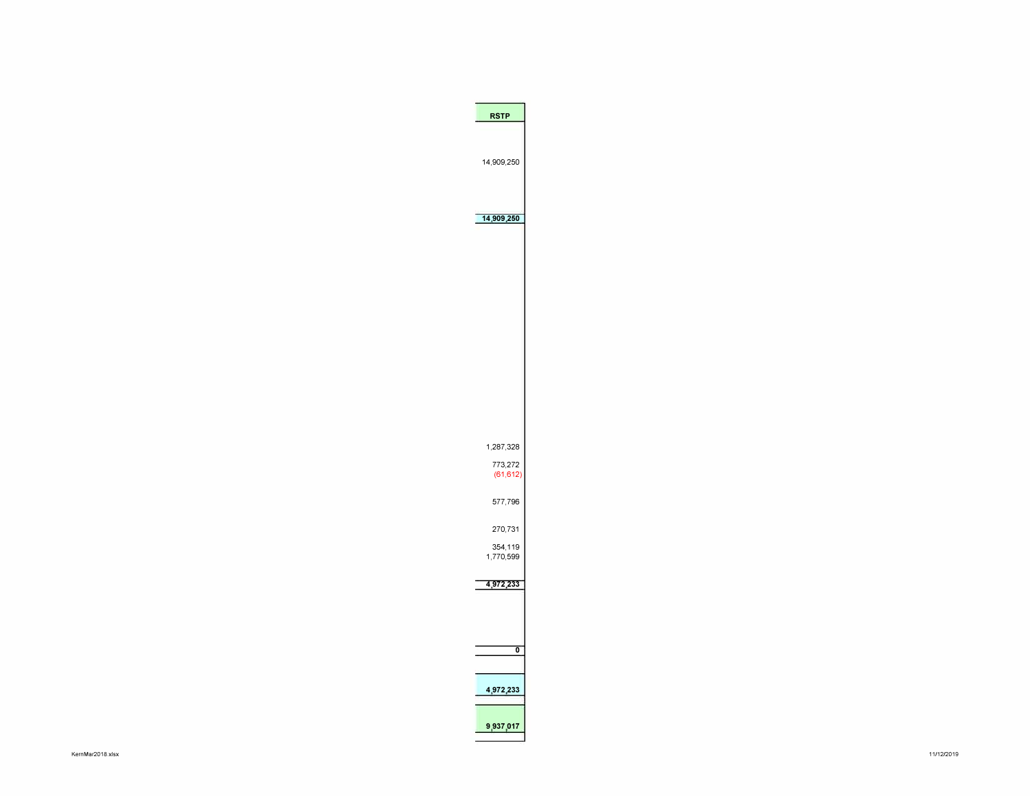| RSTP |
| --- |
| 14,909,250 |
| **14,909,250** |
| 1,287,328 |
| 773,272 |
| (61,612) |
| 577,796 |
| 270,731 |
| 354,119 |
| 1,770,599 |
| **4,972,233** |
| **0** |
| **4,972,233** |
| **9,937,017** |